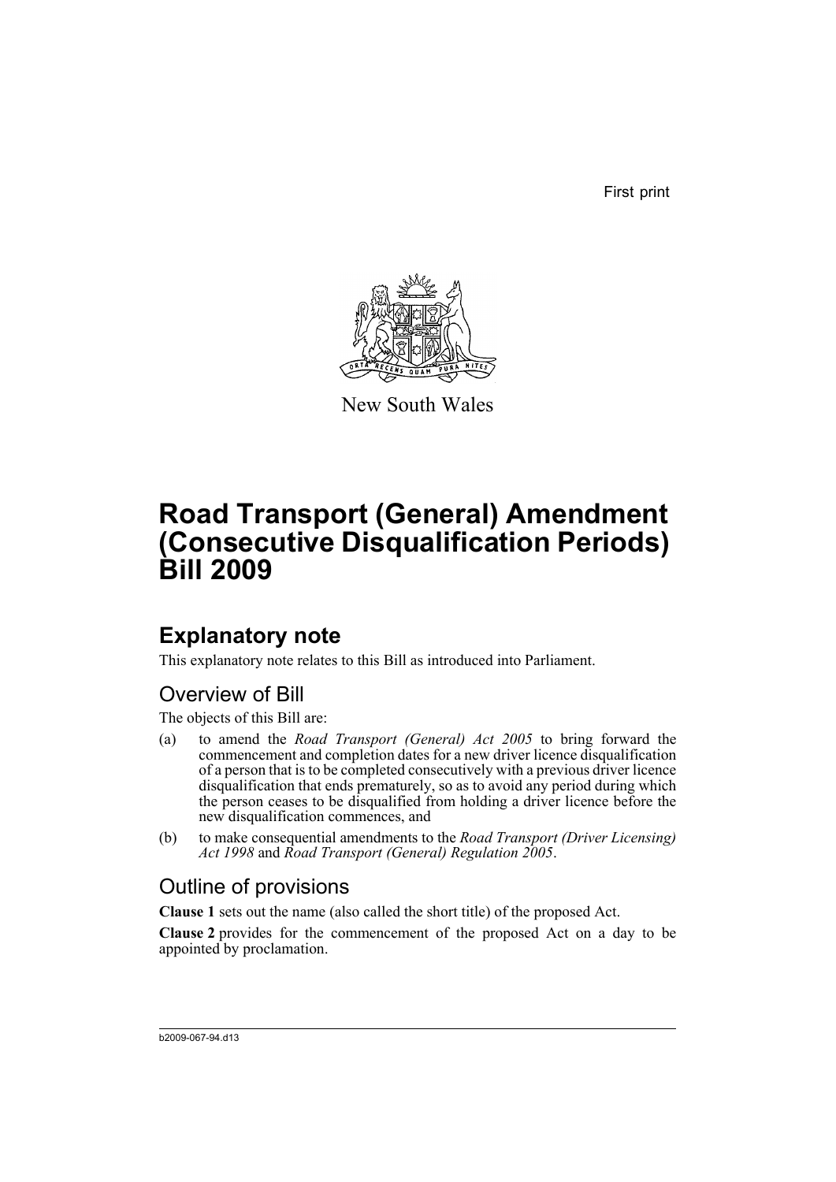First print

New South Wales

# Road Transport (General) Amendment (Consecutive Disqualification Periods) Bill 2009

## Explanatory note

This explanatory note relates to this Bill as introduced into Parliament.

### Overview of Bill

The objects of this Bill are:

(a) to amend the *Road Transport (General) Act 2005* to bring forward the commencement and completion dates for a new driver licence disqualification of a person that is to be completed consecutively with a previous driver licence disqualification that ends prematurely, so as to avoid any period during which the person ceases to be disqualified from holding a driver licence before the new disqualification commences, and

(b) to make consequential amendments to the *Road Transport (Driver Licensing) Act 1998* and *Road Transport (General) Regulation 2005*.

### Outline of provisions

**Clause 1** sets out the name (also called the short title) of the proposed Act.

**Clause 2** provides for the commencement of the proposed Act on a day to be appointed by proclamation.

b2009-067-94.d13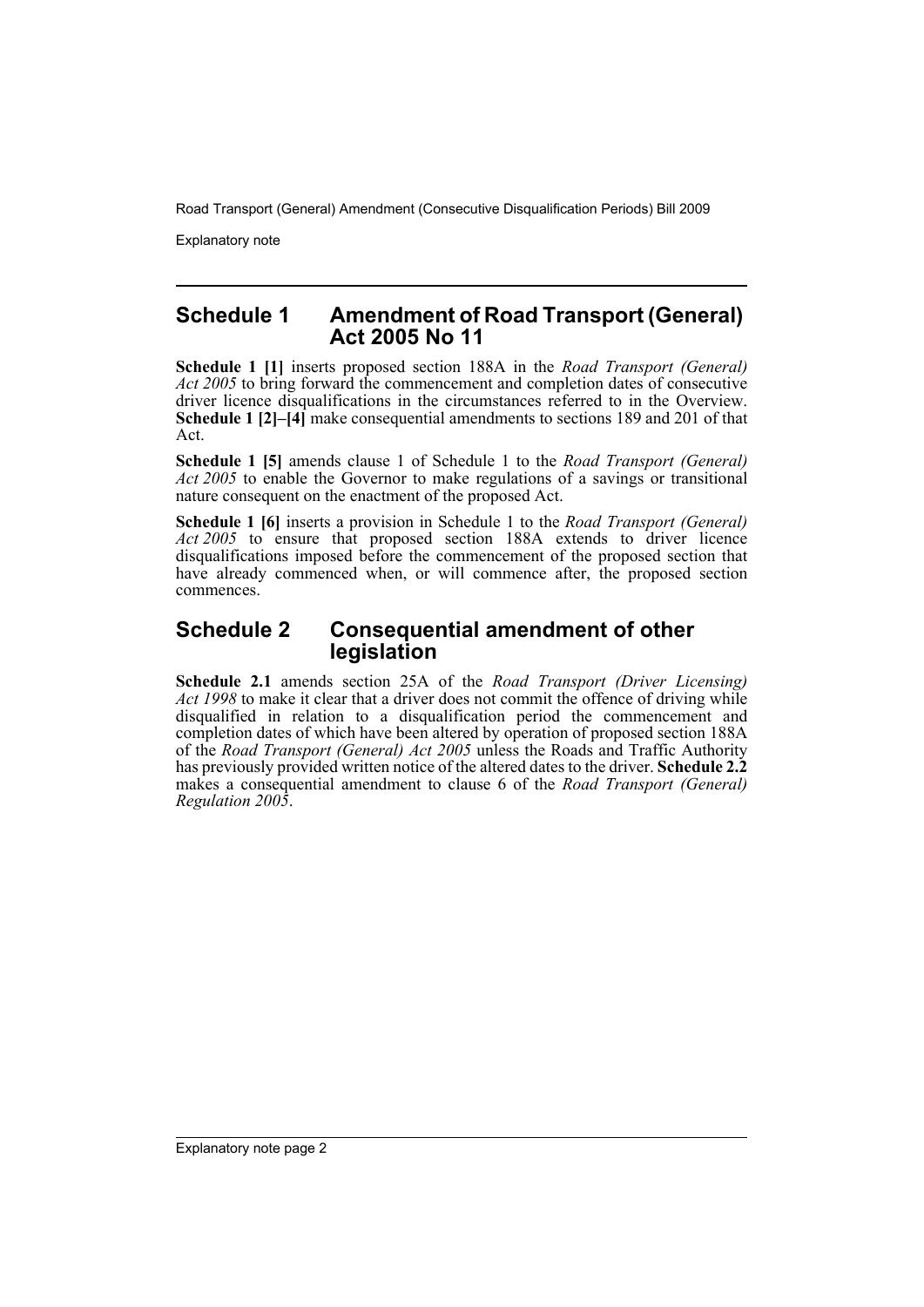## Schedule 1 Amendment of Road Transport (General) Act 2005 No 11

**Schedule 1 [1]** inserts proposed section 188A in the *Road Transport (General) Act 2005* to bring forward the commencement and completion dates of consecutive driver licence disqualifications in the circumstances referred to in the Overview. **Schedule 1 [2]–[4]** make consequential amendments to sections 189 and 201 of that Act.

**Schedule 1 [5]** amends clause 1 of Schedule 1 to the *Road Transport (General) Act 2005* to enable the Governor to make regulations of a savings or transitional nature consequent on the enactment of the proposed Act.

**Schedule 1 [6]** inserts a provision in Schedule 1 to the *Road Transport (General) Act 2005* to ensure that proposed section 188A extends to driver licence disqualifications imposed before the commencement of the proposed section that have already commenced when, or will commence after, the proposed section commences.

## Schedule 2 Consequential amendment of other legislation

**Schedule 2.1** amends section 25A of the *Road Transport (Driver Licensing) Act 1998* to make it clear that a driver does not commit the offence of driving while disqualified in relation to a disqualification period the commencement and completion dates of which have been altered by operation of proposed section 188A of the *Road Transport (General) Act 2005* unless the Roads and Traffic Authority has previously provided written notice of the altered dates to the driver. **Schedule 2.2** makes a consequential amendment to clause 6 of the *Road Transport (General) Regulation 2005*.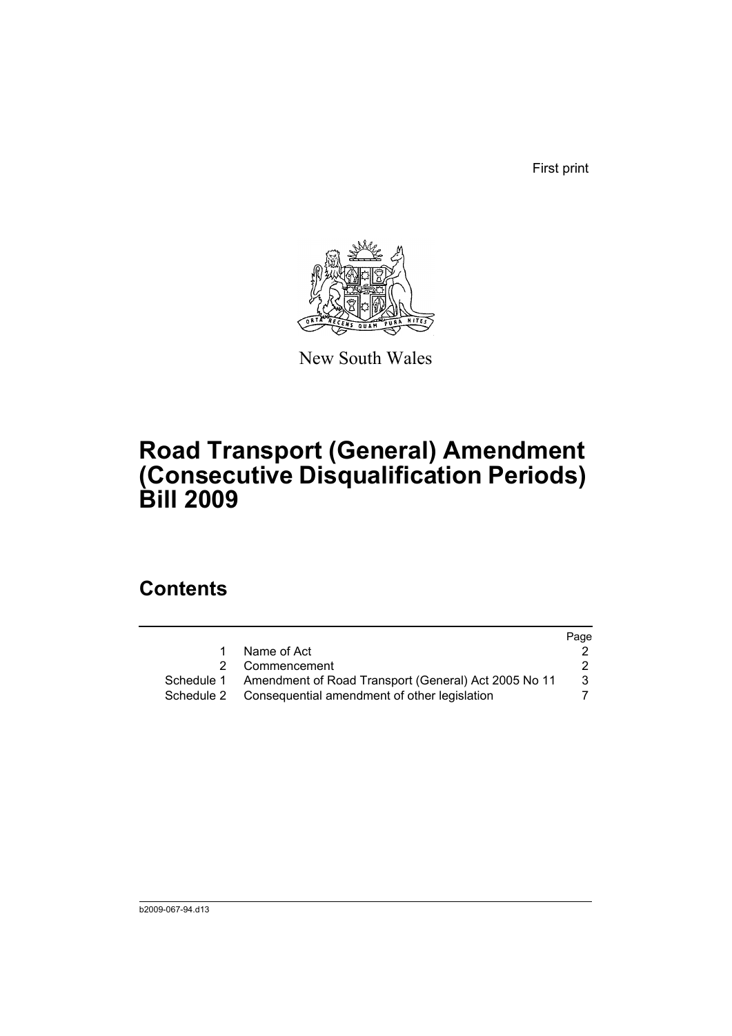First print

New South Wales

# Road Transport (General) Amendment (Consecutive Disqualification Periods) Bill 2009

## Contents

| | | Page |
|---|---|---|
| 1 | Name of Act | 2 |
| 2 | Commencement | 2 |
| Schedule 1 | Amendment of Road Transport (General) Act 2005 No 11 | 3 |
| Schedule 2 | Consequential amendment of other legislation | 7 |

b2009-067-94.d13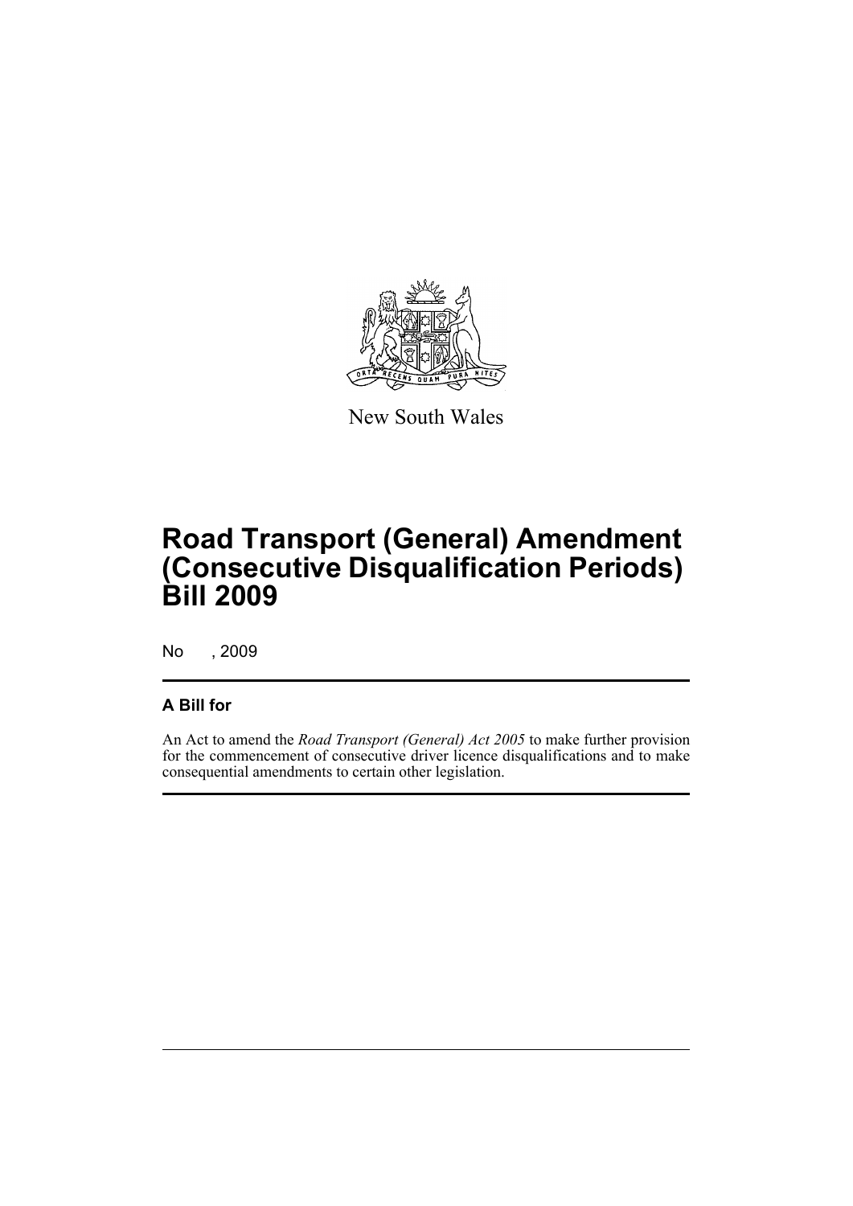New South Wales

# Road Transport (General) Amendment (Consecutive Disqualification Periods) Bill 2009

No , 2009

## A Bill for

An Act to amend the *Road Transport (General) Act 2005* to make further provision for the commencement of consecutive driver licence disqualifications and to make consequential amendments to certain other legislation.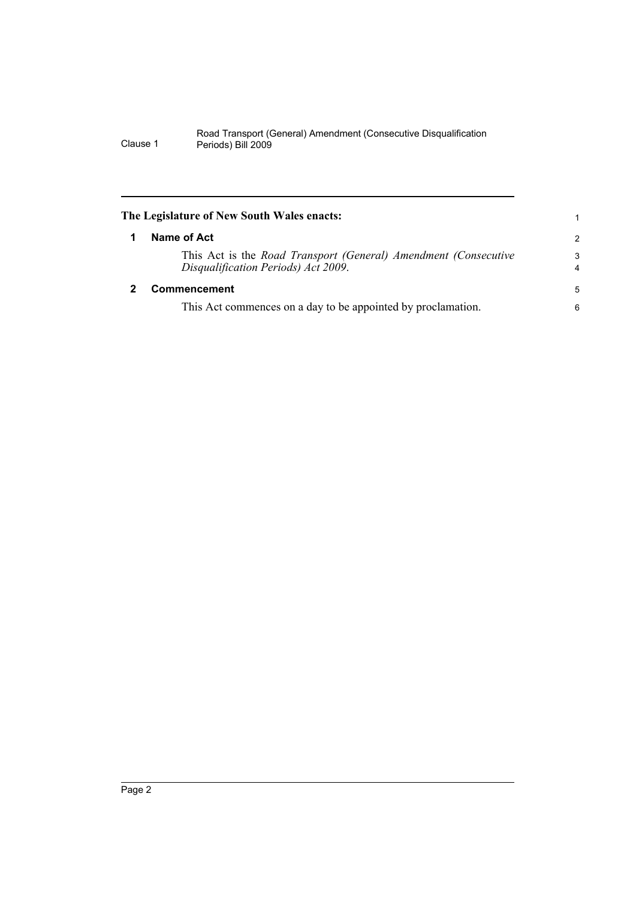**The Legislature of New South Wales enacts:**

## 1 Name of Act

This Act is the *Road Transport (General) Amendment (Consecutive Disqualification Periods) Act 2009*.

## 2 Commencement

This Act commences on a day to be appointed by proclamation.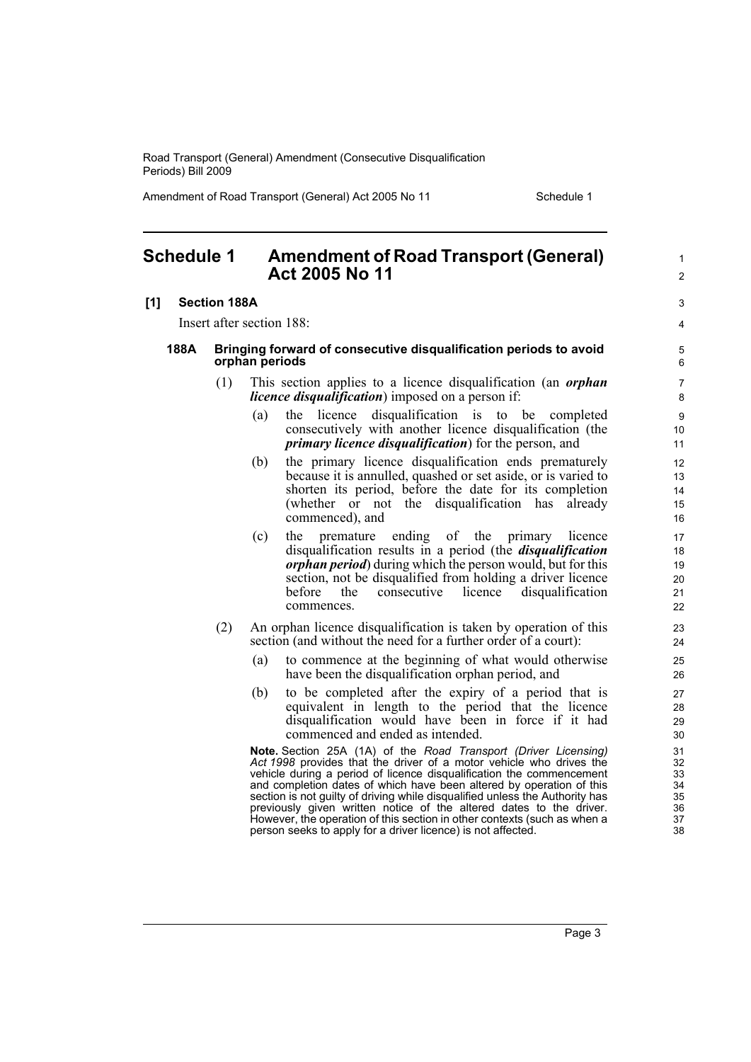# Schedule 1 Amendment of Road Transport (General) Act 2005 No 11

## [1] Section 188A

Insert after section 188:

### 188A Bringing forward of consecutive disqualification periods to avoid orphan periods

(1) This section applies to a licence disqualification (an ***orphan licence disqualification***) imposed on a person if:

(a) the licence disqualification is to be completed consecutively with another licence disqualification (the ***primary licence disqualification***) for the person, and

(b) the primary licence disqualification ends prematurely because it is annulled, quashed or set aside, or is varied to shorten its period, before the date for its completion (whether or not the disqualification has already commenced), and

(c) the premature ending of the primary licence disqualification results in a period (the ***disqualification orphan period***) during which the person would, but for this section, not be disqualified from holding a driver licence before the consecutive licence disqualification commences.

(2) An orphan licence disqualification is taken by operation of this section (and without the need for a further order of a court):

(a) to commence at the beginning of what would otherwise have been the disqualification orphan period, and

(b) to be completed after the expiry of a period that is equivalent in length to the period that the licence disqualification would have been in force if it had commenced and ended as intended.

**Note.** Section 25A (1A) of the *Road Transport (Driver Licensing) Act 1998* provides that the driver of a motor vehicle who drives the vehicle during a period of licence disqualification the commencement and completion dates of which have been altered by operation of this section is not guilty of driving while disqualified unless the Authority has previously given written notice of the altered dates to the driver. However, the operation of this section in other contexts (such as when a person seeks to apply for a driver licence) is not affected.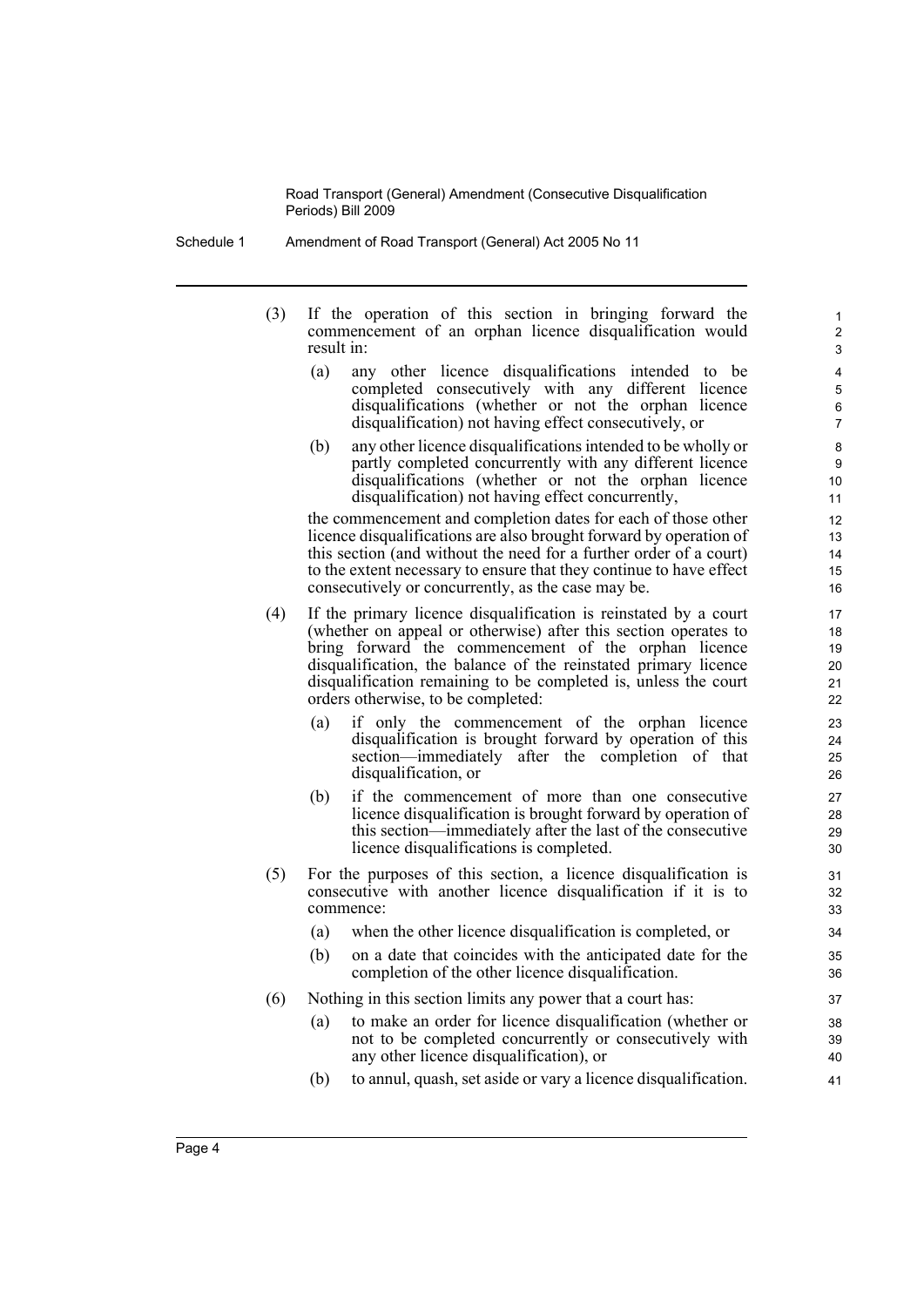(3) If the operation of this section in bringing forward the commencement of an orphan licence disqualification would result in:

(a) any other licence disqualifications intended to be completed consecutively with any different licence disqualifications (whether or not the orphan licence disqualification) not having effect consecutively, or

(b) any other licence disqualifications intended to be wholly or partly completed concurrently with any different licence disqualifications (whether or not the orphan licence disqualification) not having effect concurrently,

the commencement and completion dates for each of those other licence disqualifications are also brought forward by operation of this section (and without the need for a further order of a court) to the extent necessary to ensure that they continue to have effect consecutively or concurrently, as the case may be.

(4) If the primary licence disqualification is reinstated by a court (whether on appeal or otherwise) after this section operates to bring forward the commencement of the orphan licence disqualification, the balance of the reinstated primary licence disqualification remaining to be completed is, unless the court orders otherwise, to be completed:

(a) if only the commencement of the orphan licence disqualification is brought forward by operation of this section—immediately after the completion of that disqualification, or

(b) if the commencement of more than one consecutive licence disqualification is brought forward by operation of this section—immediately after the last of the consecutive licence disqualifications is completed.

(5) For the purposes of this section, a licence disqualification is consecutive with another licence disqualification if it is to commence:

(a) when the other licence disqualification is completed, or

(b) on a date that coincides with the anticipated date for the completion of the other licence disqualification.

(6) Nothing in this section limits any power that a court has:

(a) to make an order for licence disqualification (whether or not to be completed concurrently or consecutively with any other licence disqualification), or

(b) to annul, quash, set aside or vary a licence disqualification.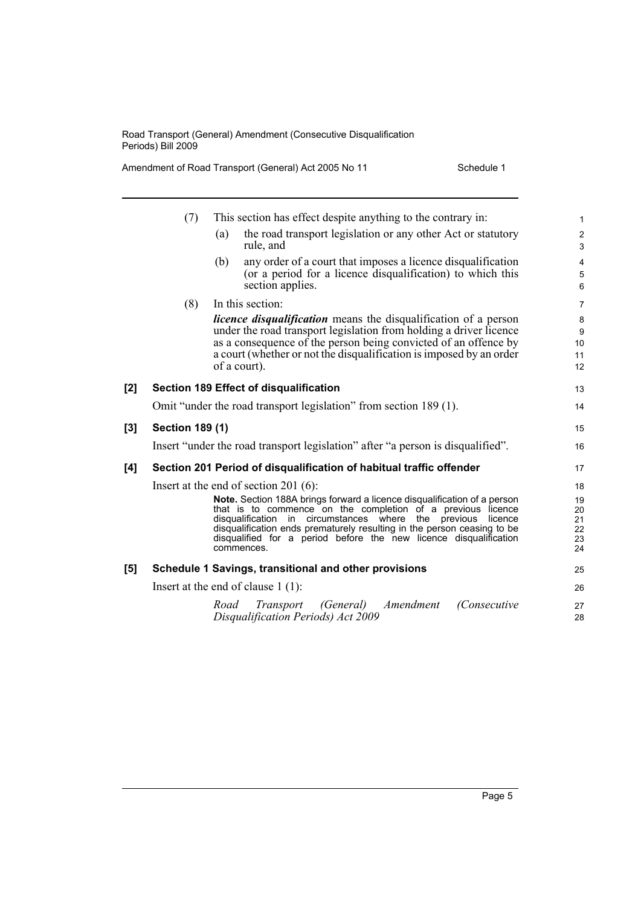(7) This section has effect despite anything to the contrary in:

(a) the road transport legislation or any other Act or statutory rule, and

(b) any order of a court that imposes a licence disqualification (or a period for a licence disqualification) to which this section applies.

(8) In this section:

***licence disqualification*** means the disqualification of a person under the road transport legislation from holding a driver licence as a consequence of the person being convicted of an offence by a court (whether or not the disqualification is imposed by an order of a court).

### [2] Section 189 Effect of disqualification

Omit "under the road transport legislation" from section 189 (1).

### [3] Section 189 (1)

Insert "under the road transport legislation" after "a person is disqualified".

### [4] Section 201 Period of disqualification of habitual traffic offender

Insert at the end of section 201 (6):

**Note.** Section 188A brings forward a licence disqualification of a person that is to commence on the completion of a previous licence disqualification in circumstances where the previous licence disqualification ends prematurely resulting in the person ceasing to be disqualified for a period before the new licence disqualification commences.

### [5] Schedule 1 Savings, transitional and other provisions

Insert at the end of clause 1 (1):

*Road Transport (General) Amendment (Consecutive Disqualification Periods) Act 2009*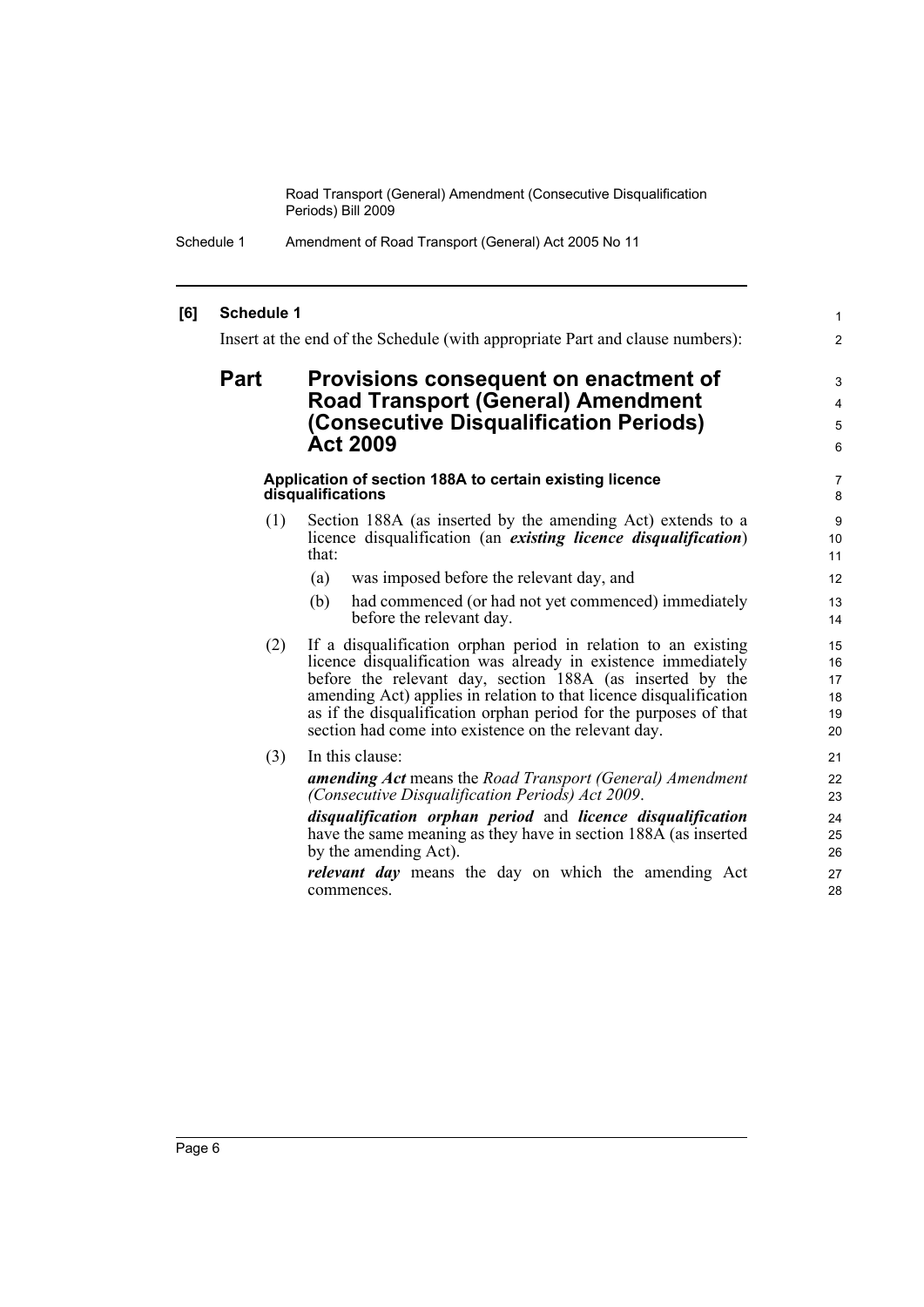**[6] Schedule 1**

Insert at the end of the Schedule (with appropriate Part and clause numbers):

## Part Provisions consequent on enactment of Road Transport (General) Amendment (Consecutive Disqualification Periods) Act 2009

### Application of section 188A to certain existing licence disqualifications

(1) Section 188A (as inserted by the amending Act) extends to a licence disqualification (an ***existing licence disqualification***) that:

- (a) was imposed before the relevant day, and
- (b) had commenced (or had not yet commenced) immediately before the relevant day.

(2) If a disqualification orphan period in relation to an existing licence disqualification was already in existence immediately before the relevant day, section 188A (as inserted by the amending Act) applies in relation to that licence disqualification as if the disqualification orphan period for the purposes of that section had come into existence on the relevant day.

(3) In this clause:

***amending Act*** means the *Road Transport (General) Amendment (Consecutive Disqualification Periods) Act 2009*.

***disqualification orphan period*** and ***licence disqualification*** have the same meaning as they have in section 188A (as inserted by the amending Act).

***relevant day*** means the day on which the amending Act commences.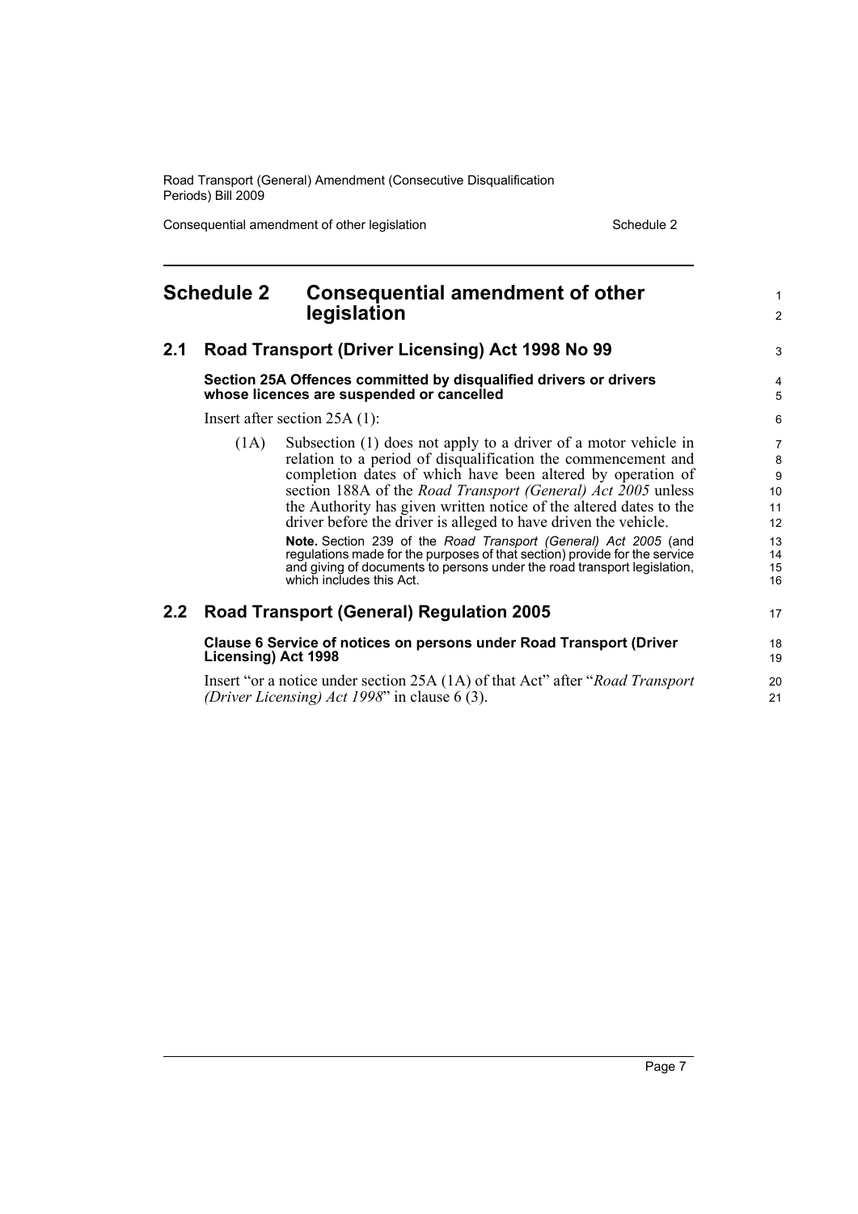## Schedule 2 Consequential amendment of other legislation

### 2.1 Road Transport (Driver Licensing) Act 1998 No 99

**Section 25A Offences committed by disqualified drivers or drivers whose licences are suspended or cancelled**

Insert after section 25A (1):

(1A) Subsection (1) does not apply to a driver of a motor vehicle in relation to a period of disqualification the commencement and completion dates of which have been altered by operation of section 188A of the *Road Transport (General) Act 2005* unless the Authority has given written notice of the altered dates to the driver before the driver is alleged to have driven the vehicle.

**Note.** Section 239 of the *Road Transport (General) Act 2005* (and regulations made for the purposes of that section) provide for the service and giving of documents to persons under the road transport legislation, which includes this Act.

### 2.2 Road Transport (General) Regulation 2005

**Clause 6 Service of notices on persons under Road Transport (Driver Licensing) Act 1998**

Insert "or a notice under section 25A (1A) of that Act" after "*Road Transport (Driver Licensing) Act 1998*" in clause 6 (3).